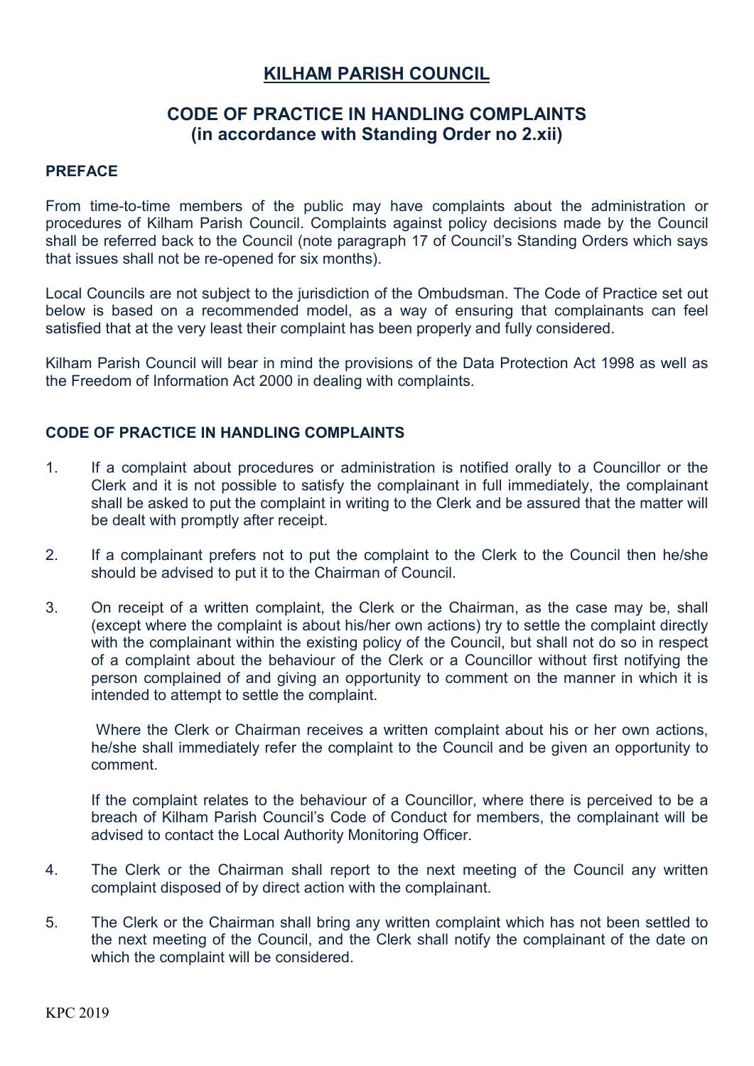# KILHAM PARISH COUNCIL

## CODE OF PRACTICE IN HANDLING COMPLAINTS (in accordance with Standing Order no 2.xii)

### PREFACE

From time-to-time members of the public may have complaints about the administration or procedures of Kilham Parish Council. Complaints against policy decisions made by the Council shall be referred back to the Council (note paragraph 17 of Council's Standing Orders which says that issues shall not be re-opened for six months).

Local Councils are not subject to the jurisdiction of the Ombudsman. The Code of Practice set out below is based on a recommended model, as a way of ensuring that complainants can feel satisfied that at the very least their complaint has been properly and fully considered.

Kilham Parish Council will bear in mind the provisions of the Data Protection Act 1998 as well as the Freedom of Information Act 2000 in dealing with complaints.

### CODE OF PRACTICE IN HANDLING COMPLAINTS

1. If a complaint about procedures or administration is notified orally to a Councillor or the Clerk and it is not possible to satisfy the complainant in full immediately, the complainant shall be asked to put the complaint in writing to the Clerk and be assured that the matter will be dealt with promptly after receipt.

2. If a complainant prefers not to put the complaint to the Clerk to the Council then he/she should be advised to put it to the Chairman of Council.

3. On receipt of a written complaint, the Clerk or the Chairman, as the case may be, shall (except where the complaint is about his/her own actions) try to settle the complaint directly with the complainant within the existing policy of the Council, but shall not do so in respect of a complaint about the behaviour of the Clerk or a Councillor without first notifying the person complained of and giving an opportunity to comment on the manner in which it is intended to attempt to settle the complaint.

   Where the Clerk or Chairman receives a written complaint about his or her own actions, he/she shall immediately refer the complaint to the Council and be given an opportunity to comment.

   If the complaint relates to the behaviour of a Councillor, where there is perceived to be a breach of Kilham Parish Council's Code of Conduct for members, the complainant will be advised to contact the Local Authority Monitoring Officer.

4. The Clerk or the Chairman shall report to the next meeting of the Council any written complaint disposed of by direct action with the complainant.

5. The Clerk or the Chairman shall bring any written complaint which has not been settled to the next meeting of the Council, and the Clerk shall notify the complainant of the date on which the complaint will be considered.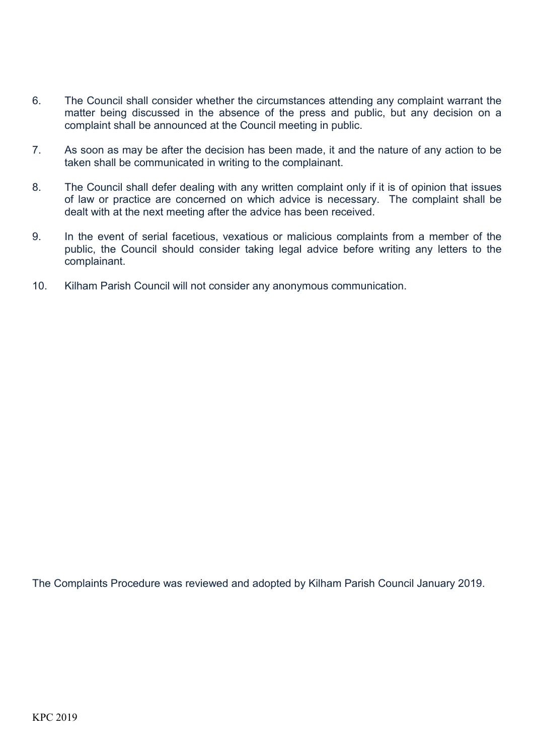6. The Council shall consider whether the circumstances attending any complaint warrant the matter being discussed in the absence of the press and public, but any decision on a complaint shall be announced at the Council meeting in public.

7. As soon as may be after the decision has been made, it and the nature of any action to be taken shall be communicated in writing to the complainant.

8. The Council shall defer dealing with any written complaint only if it is of opinion that issues of law or practice are concerned on which advice is necessary. The complaint shall be dealt with at the next meeting after the advice has been received.

9. In the event of serial facetious, vexatious or malicious complaints from a member of the public, the Council should consider taking legal advice before writing any letters to the complainant.

10. Kilham Parish Council will not consider any anonymous communication.

The Complaints Procedure was reviewed and adopted by Kilham Parish Council January 2019.

KPC 2019